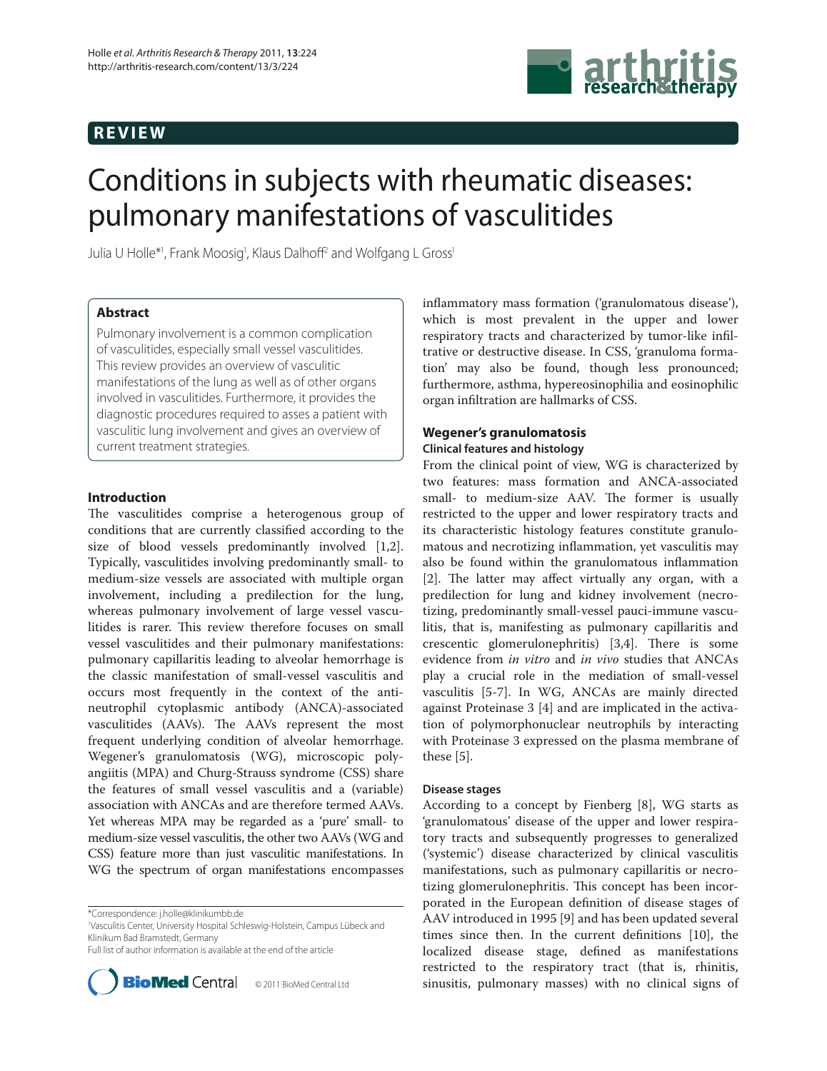REVIEW

# Conditions in subjects with rheumatic diseases: pulmonary manifestations of vasculitides

Julia U Holle*[1], Frank Moosig[1], Klaus Dalhoff[2] and Wolfgang L Gross[1]

## Abstract

Pulmonary involvement is a common complication of vasculitides, especially small vessel vasculitides. This review provides an overview of vasculitic manifestations of the lung as well as of other organs involved in vasculitides. Furthermore, it provides the diagnostic procedures required to asses a patient with vasculitic lung involvement and gives an overview of current treatment strategies.

## Introduction

The vasculitides comprise a heterogenous group of conditions that are currently classified according to the size of blood vessels predominantly involved [1,2]. Typically, vasculitides involving predominantly small- to medium-size vessels are associated with multiple organ involvement, including a predilection for the lung, whereas pulmonary involvement of large vessel vasculitides is rarer. This review therefore focuses on small vessel vasculitides and their pulmonary manifestations: pulmonary capillaritis leading to alveolar hemorrhage is the classic manifestation of small-vessel vasculitis and occurs most frequently in the context of the anti-neutrophil cytoplasmic antibody (ANCA)-associated vasculitides (AAVs). The AAVs represent the most frequent underlying condition of alveolar hemorrhage. Wegener's granulomatosis (WG), microscopic polyangiitis (MPA) and Churg-Strauss syndrome (CSS) share the features of small vessel vasculitis and a (variable) association with ANCAs and are therefore termed AAVs. Yet whereas MPA may be regarded as a 'pure' small- to medium-size vessel vasculitis, the other two AAVs (WG and CSS) feature more than just vasculitic manifestations. In WG the spectrum of organ manifestations encompasses inflammatory mass formation ('granulomatous disease'), which is most prevalent in the upper and lower respiratory tracts and characterized by tumor-like infiltrative or destructive disease. In CSS, 'granuloma formation' may also be found, though less pronounced; furthermore, asthma, hypereosinophilia and eosinophilic organ infiltration are hallmarks of CSS.

## Wegener's granulomatosis

### Clinical features and histology

From the clinical point of view, WG is characterized by two features: mass formation and ANCA-associated small- to medium-size AAV. The former is usually restricted to the upper and lower respiratory tracts and its characteristic histology features constitute granulomatous and necrotizing inflammation, yet vasculitis may also be found within the granulomatous inflammation [2]. The latter may affect virtually any organ, with a predilection for lung and kidney involvement (necrotizing, predominantly small-vessel pauci-immune vasculitis, that is, manifesting as pulmonary capillaritis and crescentic glomerulonephritis) [3,4]. There is some evidence from *in vitro* and *in vivo* studies that ANCAs play a crucial role in the mediation of small-vessel vasculitis [5-7]. In WG, ANCAs are mainly directed against Proteinase 3 [4] and are implicated in the activation of polymorphonuclear neutrophils by interacting with Proteinase 3 expressed on the plasma membrane of these [5].

### Disease stages

According to a concept by Fienberg [8], WG starts as 'granulomatous' disease of the upper and lower respiratory tracts and subsequently progresses to generalized ('systemic') disease characterized by clinical vasculitis manifestations, such as pulmonary capillaritis or necrotizing glomerulonephritis. This concept has been incorporated in the European definition of disease stages of AAV introduced in 1995 [9] and has been updated several times since then. In the current definitions [10], the localized disease stage, defined as manifestations restricted to the respiratory tract (that is, rhinitis, sinusitis, pulmonary masses) with no clinical signs of

*Correspondence: j.holle@klinikumbb.de
[1]Vasculitis Center, University Hospital Schleswig-Holstein, Campus Lübeck and Klinikum Bad Bramstedt, Germany
Full list of author information is available at the end of the article

© 2011 BioMed Central Ltd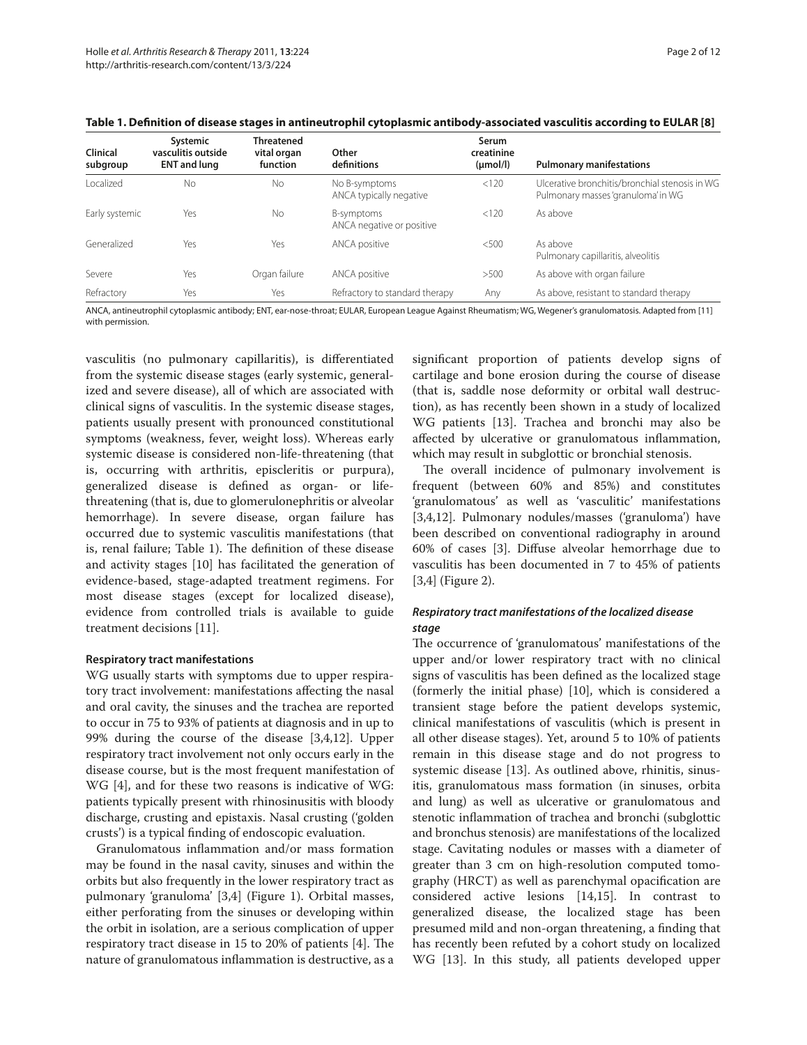**Table 1. Definition of disease stages in antineutrophil cytoplasmic antibody-associated vasculitis according to EULAR [8]**

| Clinical subgroup | Systemic vasculitis outside ENT and lung | Threatened vital organ function | Other definitions | Serum creatinine (μmol/l) | Pulmonary manifestations |
|---|---|---|---|---|---|
| Localized | No | No | No B-symptoms<br>ANCA typically negative | <120 | Ulcerative bronchitis/bronchial stenosis in WG<br>Pulmonary masses 'granuloma' in WG |
| Early systemic | Yes | No | B-symptoms<br>ANCA negative or positive | <120 | As above |
| Generalized | Yes | Yes | ANCA positive | <500 | As above<br>Pulmonary capillaritis, alveolitis |
| Severe | Yes | Organ failure | ANCA positive | >500 | As above with organ failure |
| Refractory | Yes | Yes | Refractory to standard therapy | Any | As above, resistant to standard therapy |

ANCA, antineutrophil cytoplasmic antibody; ENT, ear-nose-throat; EULAR, European League Against Rheumatism; WG, Wegener's granulomatosis. Adapted from [11] with permission.

vasculitis (no pulmonary capillaritis), is differentiated from the systemic disease stages (early systemic, generalized and severe disease), all of which are associated with clinical signs of vasculitis. In the systemic disease stages, patients usually present with pronounced constitutional symptoms (weakness, fever, weight loss). Whereas early systemic disease is considered non-life-threatening (that is, occurring with arthritis, episcleritis or purpura), generalized disease is defined as organ- or life-threatening (that is, due to glomerulonephritis or alveolar hemorrhage). In severe disease, organ failure has occurred due to systemic vasculitis manifestations (that is, renal failure; Table 1). The definition of these disease and activity stages [10] has facilitated the generation of evidence-based, stage-adapted treatment regimens. For most disease stages (except for localized disease), evidence from controlled trials is available to guide treatment decisions [11].

### Respiratory tract manifestations

WG usually starts with symptoms due to upper respiratory tract involvement: manifestations affecting the nasal and oral cavity, the sinuses and the trachea are reported to occur in 75 to 93% of patients at diagnosis and in up to 99% during the course of the disease [3,4,12]. Upper respiratory tract involvement not only occurs early in the disease course, but is the most frequent manifestation of WG [4], and for these two reasons is indicative of WG: patients typically present with rhinosinusitis with bloody discharge, crusting and epistaxis. Nasal crusting ('golden crusts') is a typical finding of endoscopic evaluation.

Granulomatous inflammation and/or mass formation may be found in the nasal cavity, sinuses and within the orbits but also frequently in the lower respiratory tract as pulmonary 'granuloma' [3,4] (Figure 1). Orbital masses, either perforating from the sinuses or developing within the orbit in isolation, are a serious complication of upper respiratory tract disease in 15 to 20% of patients [4]. The nature of granulomatous inflammation is destructive, as a significant proportion of patients develop signs of cartilage and bone erosion during the course of disease (that is, saddle nose deformity or orbital wall destruction), as has recently been shown in a study of localized WG patients [13]. Trachea and bronchi may also be affected by ulcerative or granulomatous inflammation, which may result in subglottic or bronchial stenosis.

The overall incidence of pulmonary involvement is frequent (between 60% and 85%) and constitutes 'granulomatous' as well as 'vasculitic' manifestations [3,4,12]. Pulmonary nodules/masses ('granuloma') have been described on conventional radiography in around 60% of cases [3]. Diffuse alveolar hemorrhage due to vasculitis has been documented in 7 to 45% of patients [3,4] (Figure 2).

#### *Respiratory tract manifestations of the localized disease stage*

The occurrence of 'granulomatous' manifestations of the upper and/or lower respiratory tract with no clinical signs of vasculitis has been defined as the localized stage (formerly the initial phase) [10], which is considered a transient stage before the patient develops systemic, clinical manifestations of vasculitis (which is present in all other disease stages). Yet, around 5 to 10% of patients remain in this disease stage and do not progress to systemic disease [13]. As outlined above, rhinitis, sinusitis, granulomatous mass formation (in sinuses, orbita and lung) as well as ulcerative or granulomatous and stenotic inflammation of trachea and bronchi (subglottic and bronchus stenosis) are manifestations of the localized stage. Cavitating nodules or masses with a diameter of greater than 3 cm on high-resolution computed tomography (HRCT) as well as parenchymal opacification are considered active lesions [14,15]. In contrast to generalized disease, the localized stage has been presumed mild and non-organ threatening, a finding that has recently been refuted by a cohort study on localized WG [13]. In this study, all patients developed upper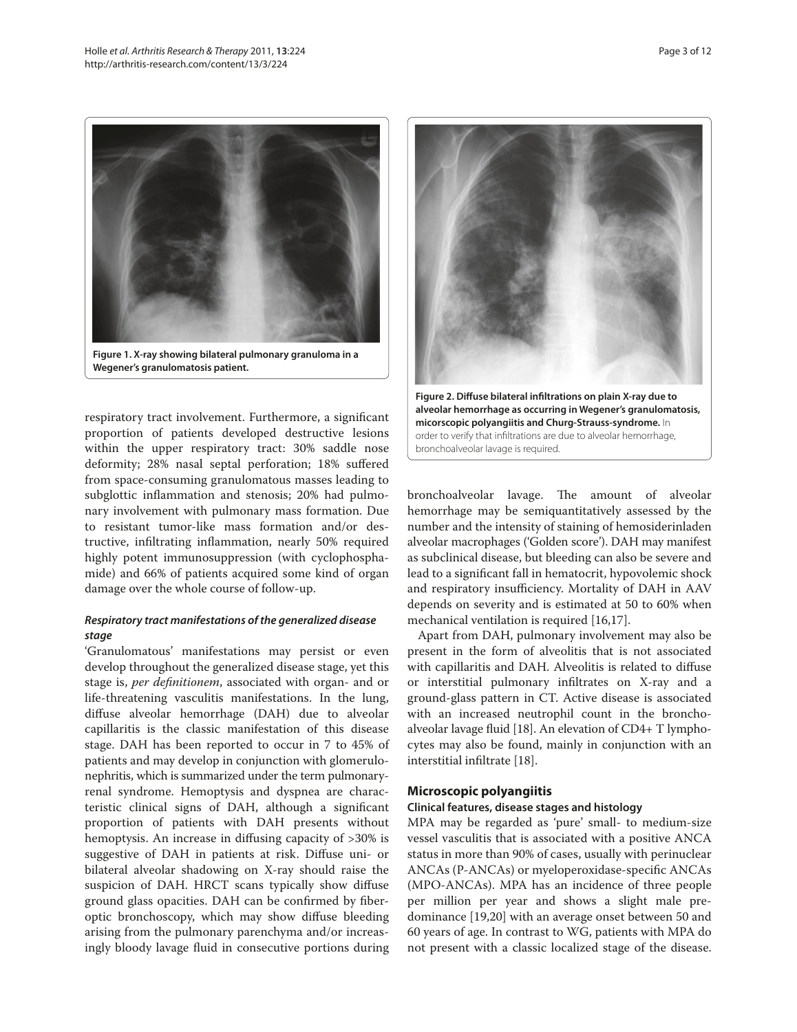**Figure 1. X-ray showing bilateral pulmonary granuloma in a Wegener's granulomatosis patient.**

respiratory tract involvement. Furthermore, a significant proportion of patients developed destructive lesions within the upper respiratory tract: 30% saddle nose deformity; 28% nasal septal perforation; 18% suffered from space-consuming granulomatous masses leading to subglottic inflammation and stenosis; 20% had pulmonary involvement with pulmonary mass formation. Due to resistant tumor-like mass formation and/or destructive, infiltrating inflammation, nearly 50% required highly potent immunosuppression (with cyclophosphamide) and 66% of patients acquired some kind of organ damage over the whole course of follow-up.

### *Respiratory tract manifestations of the generalized disease stage*

'Granulomatous' manifestations may persist or even develop throughout the generalized disease stage, yet this stage is, *per definitionem*, associated with organ- and or life-threatening vasculitis manifestations. In the lung, diffuse alveolar hemorrhage (DAH) due to alveolar capillaritis is the classic manifestation of this disease stage. DAH has been reported to occur in 7 to 45% of patients and may develop in conjunction with glomerulonephritis, which is summarized under the term pulmonary-renal syndrome. Hemoptysis and dyspnea are characteristic clinical signs of DAH, although a significant proportion of patients with DAH presents without hemoptysis. An increase in diffusing capacity of >30% is suggestive of DAH in patients at risk. Diffuse uni- or bilateral alveolar shadowing on X-ray should raise the suspicion of DAH. HRCT scans typically show diffuse ground glass opacities. DAH can be confirmed by fiberoptic bronchoscopy, which may show diffuse bleeding arising from the pulmonary parenchyma and/or increasingly bloody lavage fluid in consecutive portions during bronchoalveolar lavage. The amount of alveolar hemorrhage may be semiquantitatively assessed by the number and the intensity of staining of hemosiderinladen alveolar macrophages ('Golden score'). DAH may manifest as subclinical disease, but bleeding can also be severe and lead to a significant fall in hematocrit, hypovolemic shock and respiratory insufficiency. Mortality of DAH in AAV depends on severity and is estimated at 50 to 60% when mechanical ventilation is required [16,17].

**Figure 2. Diffuse bilateral infiltrations on plain X-ray due to alveolar hemorrhage as occurring in Wegener's granulomatosis, micorscopic polyangiitis and Churg-Strauss-syndrome.** In order to verify that infiltrations are due to alveolar hemorrhage, bronchoalveolar lavage is required.

Apart from DAH, pulmonary involvement may also be present in the form of alveolitis that is not associated with capillaritis and DAH. Alveolitis is related to diffuse or interstitial pulmonary infiltrates on X-ray and a ground-glass pattern in CT. Active disease is associated with an increased neutrophil count in the bronchoalveolar lavage fluid [18]. An elevation of CD4+ T lymphocytes may also be found, mainly in conjunction with an interstitial infiltrate [18].

## Microscopic polyangiitis

### Clinical features, disease stages and histology

MPA may be regarded as 'pure' small- to medium-size vessel vasculitis that is associated with a positive ANCA status in more than 90% of cases, usually with perinuclear ANCAs (P-ANCAs) or myeloperoxidase-specific ANCAs (MPO-ANCAs). MPA has an incidence of three people per million per year and shows a slight male predominance [19,20] with an average onset between 50 and 60 years of age. In contrast to WG, patients with MPA do not present with a classic localized stage of the disease.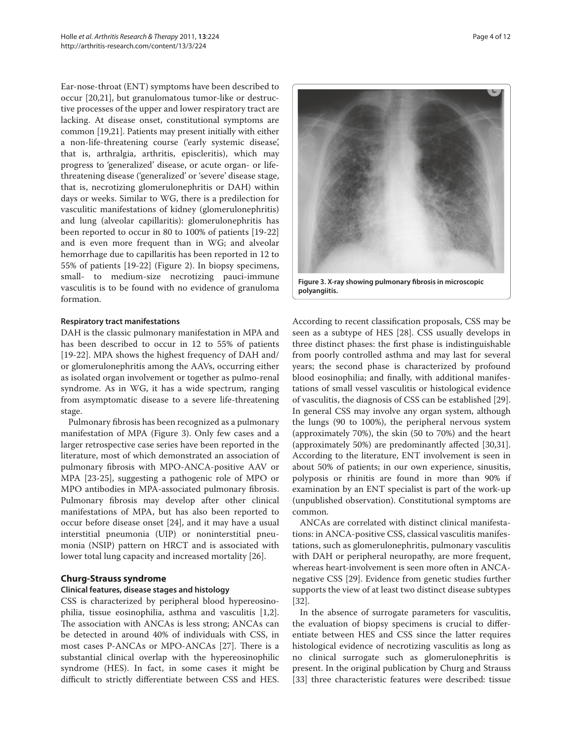Ear-nose-throat (ENT) symptoms have been described to occur [20,21], but granulomatous tumor-like or destructive processes of the upper and lower respiratory tract are lacking. At disease onset, constitutional symptoms are common [19,21]. Patients may present initially with either a non-life-threatening course ('early systemic disease', that is, arthralgia, arthritis, episcleritis), which may progress to 'generalized' disease, or acute organ- or life-threatening disease ('generalized' or 'severe' disease stage, that is, necrotizing glomerulonephritis or DAH) within days or weeks. Similar to WG, there is a predilection for vasculitic manifestations of kidney (glomerulonephritis) and lung (alveolar capillaritis): glomerulonephritis has been reported to occur in 80 to 100% of patients [19-22] and is even more frequent than in WG; and alveolar hemorrhage due to capillaritis has been reported in 12 to 55% of patients [19-22] (Figure 2). In biopsy specimens, small- to medium-size necrotizing pauci-immune vasculitis is to be found with no evidence of granuloma formation.

#### Respiratory tract manifestations

DAH is the classic pulmonary manifestation in MPA and has been described to occur in 12 to 55% of patients [19-22]. MPA shows the highest frequency of DAH and/or glomerulonephritis among the AAVs, occurring either as isolated organ involvement or together as pulmo-renal syndrome. As in WG, it has a wide spectrum, ranging from asymptomatic disease to a severe life-threatening stage.

Pulmonary fibrosis has been recognized as a pulmonary manifestation of MPA (Figure 3). Only few cases and a larger retrospective case series have been reported in the literature, most of which demonstrated an association of pulmonary fibrosis with MPO-ANCA-positive AAV or MPA [23-25], suggesting a pathogenic role of MPO or MPO antibodies in MPA-associated pulmonary fibrosis. Pulmonary fibrosis may develop after other clinical manifestations of MPA, but has also been reported to occur before disease onset [24], and it may have a usual interstitial pneumonia (UIP) or noninterstitial pneumonia (NSIP) pattern on HRCT and is associated with lower total lung capacity and increased mortality [26].

**Figure 3. X-ray showing pulmonary fibrosis in microscopic polyangiitis.**

### Churg-Strauss syndrome

#### Clinical features, disease stages and histology

CSS is characterized by peripheral blood hypereosinophilia, tissue eosinophilia, asthma and vasculitis [1,2]. The association with ANCAs is less strong; ANCAs can be detected in around 40% of individuals with CSS, in most cases P-ANCAs or MPO-ANCAs [27]. There is a substantial clinical overlap with the hypereosinophilic syndrome (HES). In fact, in some cases it might be difficult to strictly differentiate between CSS and HES. According to recent classification proposals, CSS may be seen as a subtype of HES [28]. CSS usually develops in three distinct phases: the first phase is indistinguishable from poorly controlled asthma and may last for several years; the second phase is characterized by profound blood eosinophilia; and finally, with additional manifestations of small vessel vasculitis or histological evidence of vasculitis, the diagnosis of CSS can be established [29]. In general CSS may involve any organ system, although the lungs (90 to 100%), the peripheral nervous system (approximately 70%), the skin (50 to 70%) and the heart (approximately 50%) are predominantly affected [30,31]. According to the literature, ENT involvement is seen in about 50% of patients; in our own experience, sinusitis, polyposis or rhinitis are found in more than 90% if examination by an ENT specialist is part of the work-up (unpublished observation). Constitutional symptoms are common.

ANCAs are correlated with distinct clinical manifestations: in ANCA-positive CSS, classical vasculitis manifestations, such as glomerulonephritis, pulmonary vasculitis with DAH or peripheral neuropathy, are more frequent, whereas heart-involvement is seen more often in ANCA-negative CSS [29]. Evidence from genetic studies further supports the view of at least two distinct disease subtypes [32].

In the absence of surrogate parameters for vasculitis, the evaluation of biopsy specimens is crucial to differentiate between HES and CSS since the latter requires histological evidence of necrotizing vasculitis as long as no clinical surrogate such as glomerulonephritis is present. In the original publication by Churg and Strauss [33] three characteristic features were described: tissue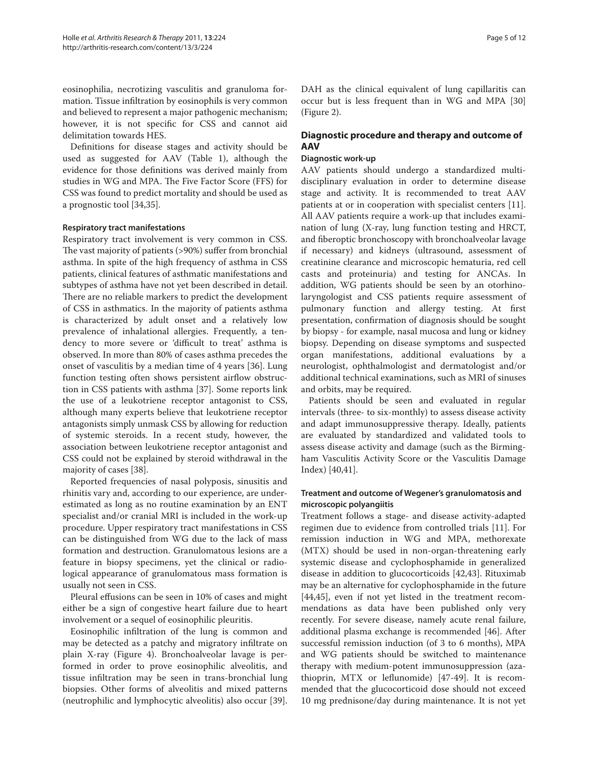eosinophilia, necrotizing vasculitis and granuloma formation. Tissue infiltration by eosinophils is very common and believed to represent a major pathogenic mechanism; however, it is not specific for CSS and cannot aid delimitation towards HES.

Definitions for disease stages and activity should be used as suggested for AAV (Table 1), although the evidence for those definitions was derived mainly from studies in WG and MPA. The Five Factor Score (FFS) for CSS was found to predict mortality and should be used as a prognostic tool [34,35].

#### Respiratory tract manifestations

Respiratory tract involvement is very common in CSS. The vast majority of patients (>90%) suffer from bronchial asthma. In spite of the high frequency of asthma in CSS patients, clinical features of asthmatic manifestations and subtypes of asthma have not yet been described in detail. There are no reliable markers to predict the development of CSS in asthmatics. In the majority of patients asthma is characterized by adult onset and a relatively low prevalence of inhalational allergies. Frequently, a tendency to more severe or 'difficult to treat' asthma is observed. In more than 80% of cases asthma precedes the onset of vasculitis by a median time of 4 years [36]. Lung function testing often shows persistent airflow obstruction in CSS patients with asthma [37]. Some reports link the use of a leukotriene receptor antagonist to CSS, although many experts believe that leukotriene receptor antagonists simply unmask CSS by allowing for reduction of systemic steroids. In a recent study, however, the association between leukotriene receptor antagonist and CSS could not be explained by steroid withdrawal in the majority of cases [38].

Reported frequencies of nasal polyposis, sinusitis and rhinitis vary and, according to our experience, are underestimated as long as no routine examination by an ENT specialist and/or cranial MRI is included in the work-up procedure. Upper respiratory tract manifestations in CSS can be distinguished from WG due to the lack of mass formation and destruction. Granulomatous lesions are a feature in biopsy specimens, yet the clinical or radiological appearance of granulomatous mass formation is usually not seen in CSS.

Pleural effusions can be seen in 10% of cases and might either be a sign of congestive heart failure due to heart involvement or a sequel of eosinophilic pleuritis.

Eosinophilic infiltration of the lung is common and may be detected as a patchy and migratory infiltrate on plain X-ray (Figure 4). Bronchoalveolar lavage is performed in order to prove eosinophilic alveolitis, and tissue infiltration may be seen in trans-bronchial lung biopsies. Other forms of alveolitis and mixed patterns (neutrophilic and lymphocytic alveolitis) also occur [39]. DAH as the clinical equivalent of lung capillaritis can occur but is less frequent than in WG and MPA [30] (Figure 2).

## Diagnostic procedure and therapy and outcome of AAV

### Diagnostic work-up

AAV patients should undergo a standardized multidisciplinary evaluation in order to determine disease stage and activity. It is recommended to treat AAV patients at or in cooperation with specialist centers [11]. All AAV patients require a work-up that includes examination of lung (X-ray, lung function testing and HRCT, and fiberoptic bronchoscopy with bronchoalveolar lavage if necessary) and kidneys (ultrasound, assessment of creatinine clearance and microscopic hematuria, red cell casts and proteinuria) and testing for ANCAs. In addition, WG patients should be seen by an otorhinolaryngologist and CSS patients require assessment of pulmonary function and allergy testing. At first presentation, confirmation of diagnosis should be sought by biopsy - for example, nasal mucosa and lung or kidney biopsy. Depending on disease symptoms and suspected organ manifestations, additional evaluations by a neurologist, ophthalmologist and dermatologist and/or additional technical examinations, such as MRI of sinuses and orbits, may be required.

Patients should be seen and evaluated in regular intervals (three- to six-monthly) to assess disease activity and adapt immunosuppressive therapy. Ideally, patients are evaluated by standardized and validated tools to assess disease activity and damage (such as the Birmingham Vasculitis Activity Score or the Vasculitis Damage Index) [40,41].

#### Treatment and outcome of Wegener's granulomatosis and microscopic polyangiitis

Treatment follows a stage- and disease activity-adapted regimen due to evidence from controlled trials [11]. For remission induction in WG and MPA, methorexate (MTX) should be used in non-organ-threatening early systemic disease and cyclophosphamide in generalized disease in addition to glucocorticoids [42,43]. Rituximab may be an alternative for cyclophosphamide in the future [44,45], even if not yet listed in the treatment recommendations as data have been published only very recently. For severe disease, namely acute renal failure, additional plasma exchange is recommended [46]. After successful remission induction (of 3 to 6 months), MPA and WG patients should be switched to maintenance therapy with medium-potent immunosuppression (azathioprin, MTX or leflunomide) [47-49]. It is recommended that the glucocorticoid dose should not exceed 10 mg prednisone/day during maintenance. It is not yet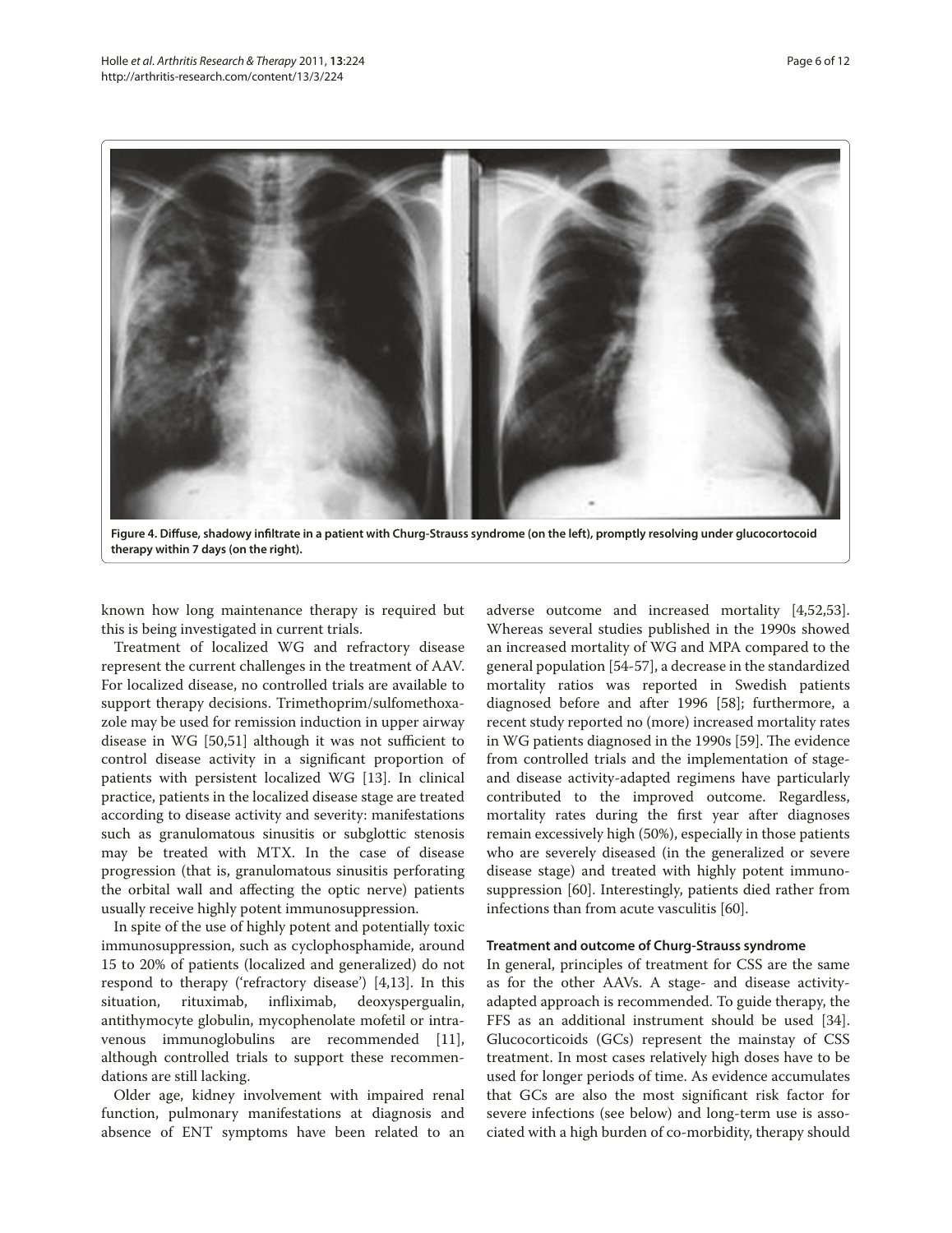**Figure 4. Diffuse, shadowy infiltrate in a patient with Churg-Strauss syndrome (on the left), promptly resolving under glucocortocoid therapy within 7 days (on the right).**

known how long maintenance therapy is required but this is being investigated in current trials.

Treatment of localized WG and refractory disease represent the current challenges in the treatment of AAV. For localized disease, no controlled trials are available to support therapy decisions. Trimethoprim/sulfomethoxazole may be used for remission induction in upper airway disease in WG [50,51] although it was not sufficient to control disease activity in a significant proportion of patients with persistent localized WG [13]. In clinical practice, patients in the localized disease stage are treated according to disease activity and severity: manifestations such as granulomatous sinusitis or subglottic stenosis may be treated with MTX. In the case of disease progression (that is, granulomatous sinusitis perforating the orbital wall and affecting the optic nerve) patients usually receive highly potent immunosuppression.

In spite of the use of highly potent and potentially toxic immunosuppression, such as cyclophosphamide, around 15 to 20% of patients (localized and generalized) do not respond to therapy ('refractory disease') [4,13]. In this situation, rituximab, infliximab, deoxyspergualin, antithymocyte globulin, mycophenolate mofetil or intravenous immunoglobulins are recommended [11], although controlled trials to support these recommendations are still lacking.

Older age, kidney involvement with impaired renal function, pulmonary manifestations at diagnosis and absence of ENT symptoms have been related to an adverse outcome and increased mortality [4,52,53]. Whereas several studies published in the 1990s showed an increased mortality of WG and MPA compared to the general population [54-57], a decrease in the standardized mortality ratios was reported in Swedish patients diagnosed before and after 1996 [58]; furthermore, a recent study reported no (more) increased mortality rates in WG patients diagnosed in the 1990s [59]. The evidence from controlled trials and the implementation of stage- and disease activity-adapted regimens have particularly contributed to the improved outcome. Regardless, mortality rates during the first year after diagnoses remain excessively high (50%), especially in those patients who are severely diseased (in the generalized or severe disease stage) and treated with highly potent immunosuppression [60]. Interestingly, patients died rather from infections than from acute vasculitis [60].

### Treatment and outcome of Churg-Strauss syndrome

In general, principles of treatment for CSS are the same as for the other AAVs. A stage- and disease activity-adapted approach is recommended. To guide therapy, the FFS as an additional instrument should be used [34]. Glucocorticoids (GCs) represent the mainstay of CSS treatment. In most cases relatively high doses have to be used for longer periods of time. As evidence accumulates that GCs are also the most significant risk factor for severe infections (see below) and long-term use is associated with a high burden of co-morbidity, therapy should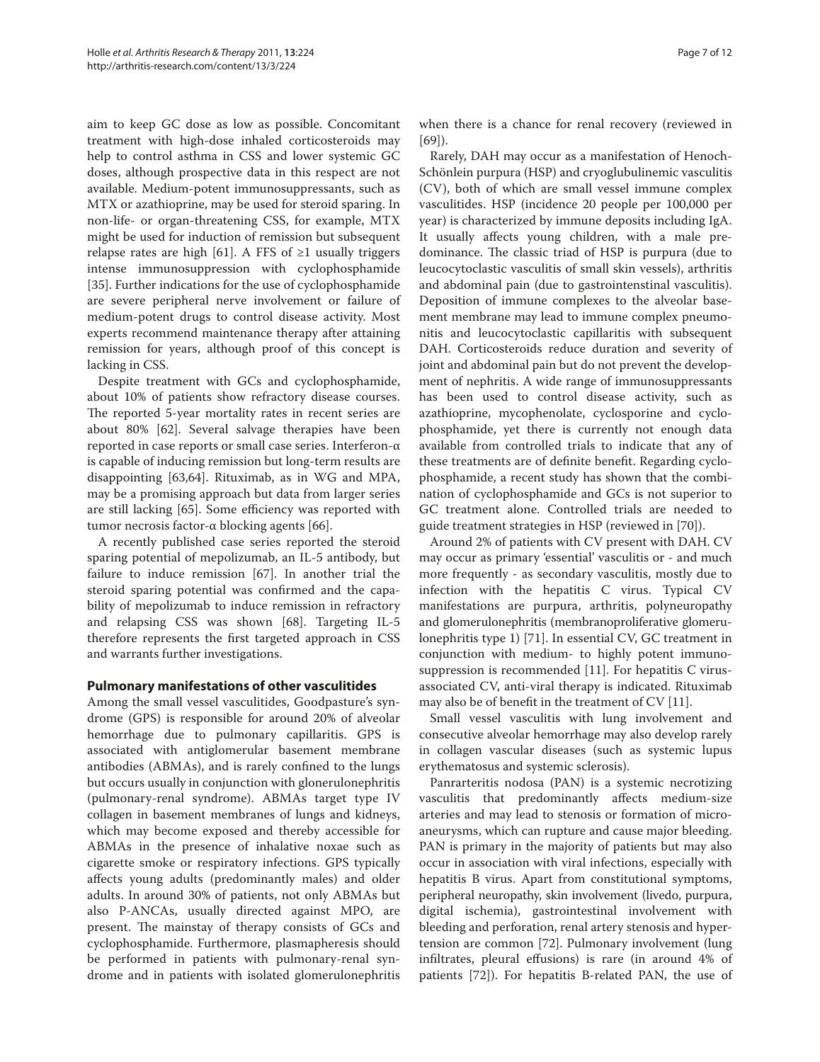aim to keep GC dose as low as possible. Concomitant treatment with high-dose inhaled corticosteroids may help to control asthma in CSS and lower systemic GC doses, although prospective data in this respect are not available. Medium-potent immunosuppressants, such as MTX or azathioprine, may be used for steroid sparing. In non-life- or organ-threatening CSS, for example, MTX might be used for induction of remission but subsequent relapse rates are high [61]. A FFS of ≥1 usually triggers intense immunosuppression with cyclophosphamide [35]. Further indications for the use of cyclophosphamide are severe peripheral nerve involvement or failure of medium-potent drugs to control disease activity. Most experts recommend maintenance therapy after attaining remission for years, although proof of this concept is lacking in CSS.

Despite treatment with GCs and cyclophosphamide, about 10% of patients show refractory disease courses. The reported 5-year mortality rates in recent series are about 80% [62]. Several salvage therapies have been reported in case reports or small case series. Interferon-α is capable of inducing remission but long-term results are disappointing [63,64]. Rituximab, as in WG and MPA, may be a promising approach but data from larger series are still lacking [65]. Some efficiency was reported with tumor necrosis factor-α blocking agents [66].

A recently published case series reported the steroid sparing potential of mepolizumab, an IL-5 antibody, but failure to induce remission [67]. In another trial the steroid sparing potential was confirmed and the capability of mepolizumab to induce remission in refractory and relapsing CSS was shown [68]. Targeting IL-5 therefore represents the first targeted approach in CSS and warrants further investigations.

## Pulmonary manifestations of other vasculitides

Among the small vessel vasculitides, Goodpasture's syndrome (GPS) is responsible for around 20% of alveolar hemorrhage due to pulmonary capillaritis. GPS is associated with antiglomerular basement membrane antibodies (ABMAs), and is rarely confined to the lungs but occurs usually in conjunction with glonerulonephritis (pulmonary-renal syndrome). ABMAs target type IV collagen in basement membranes of lungs and kidneys, which may become exposed and thereby accessible for ABMAs in the presence of inhalative noxae such as cigarette smoke or respiratory infections. GPS typically affects young adults (predominantly males) and older adults. In around 30% of patients, not only ABMAs but also P-ANCAs, usually directed against MPO, are present. The mainstay of therapy consists of GCs and cyclophosphamide. Furthermore, plasmapheresis should be performed in patients with pulmonary-renal syndrome and in patients with isolated glomerulonephritis when there is a chance for renal recovery (reviewed in [69]).

Rarely, DAH may occur as a manifestation of Henoch-Schönlein purpura (HSP) and cryoglubulinemic vasculitis (CV), both of which are small vessel immune complex vasculitides. HSP (incidence 20 people per 100,000 per year) is characterized by immune deposits including IgA. It usually affects young children, with a male predominance. The classic triad of HSP is purpura (due to leucocytoclastic vasculitis of small skin vessels), arthritis and abdominal pain (due to gastrointestinal vasculitis). Deposition of immune complexes to the alveolar basement membrane may lead to immune complex pneumonitis and leucocytoclastic capillaritis with subsequent DAH. Corticosteroids reduce duration and severity of joint and abdominal pain but do not prevent the development of nephritis. A wide range of immunosuppressants has been used to control disease activity, such as azathioprine, mycophenolate, cyclosporine and cyclophosphamide, yet there is currently not enough data available from controlled trials to indicate that any of these treatments are of definite benefit. Regarding cyclophosphamide, a recent study has shown that the combination of cyclophosphamide and GCs is not superior to GC treatment alone. Controlled trials are needed to guide treatment strategies in HSP (reviewed in [70]).

Around 2% of patients with CV present with DAH. CV may occur as primary 'essential' vasculitis or - and much more frequently - as secondary vasculitis, mostly due to infection with the hepatitis C virus. Typical CV manifestations are purpura, arthritis, polyneuropathy and glomerulonephritis (membranoproliferative glomerulonephritis type 1) [71]. In essential CV, GC treatment in conjunction with medium- to highly potent immunosuppression is recommended [11]. For hepatitis C virus-associated CV, anti-viral therapy is indicated. Rituximab may also be of benefit in the treatment of CV [11].

Small vessel vasculitis with lung involvement and consecutive alveolar hemorrhage may also develop rarely in collagen vascular diseases (such as systemic lupus erythematosus and systemic sclerosis).

Panrarteritis nodosa (PAN) is a systemic necrotizing vasculitis that predominantly affects medium-size arteries and may lead to stenosis or formation of microaneurysms, which can rupture and cause major bleeding. PAN is primary in the majority of patients but may also occur in association with viral infections, especially with hepatitis B virus. Apart from constitutional symptoms, peripheral neuropathy, skin involvement (livedo, purpura, digital ischemia), gastrointestinal involvement with bleeding and perforation, renal artery stenosis and hypertension are common [72]. Pulmonary involvement (lung infiltrates, pleural effusions) is rare (in around 4% of patients [72]). For hepatitis B-related PAN, the use of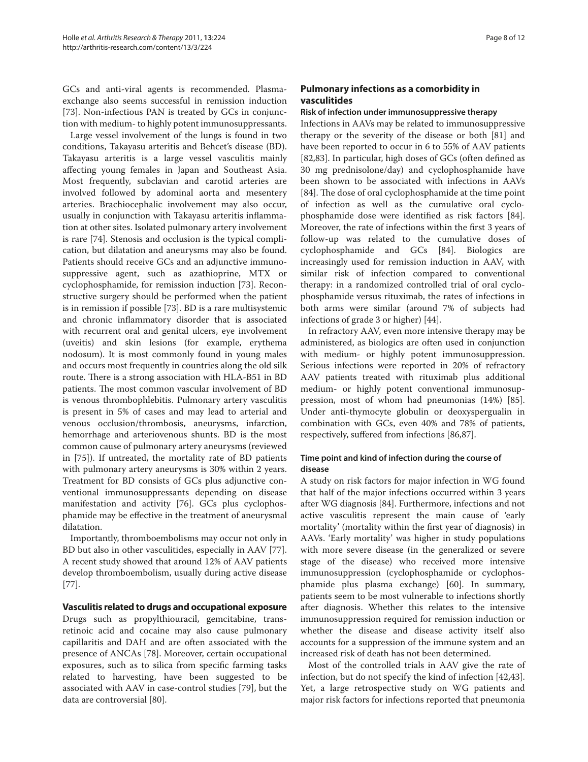GCs and anti-viral agents is recommended. Plasma-exchange also seems successful in remission induction [73]. Non-infectious PAN is treated by GCs in conjunction with medium- to highly potent immunosuppressants.

Large vessel involvement of the lungs is found in two conditions, Takayasu arteritis and Behcet's disease (BD). Takayasu arteritis is a large vessel vasculitis mainly affecting young females in Japan and Southeast Asia. Most frequently, subclavian and carotid arteries are involved followed by adominal aorta and mesentery arteries. Brachiocephalic involvement may also occur, usually in conjunction with Takayasu arteritis inflammation at other sites. Isolated pulmonary artery involvement is rare [74]. Stenosis and occlusion is the typical complication, but dilatation and aneurysms may also be found. Patients should receive GCs and an adjunctive immunosuppressive agent, such as azathioprine, MTX or cyclophosphamide, for remission induction [73]. Reconstructive surgery should be performed when the patient is in remission if possible [73]. BD is a rare multisystemic and chronic inflammatory disorder that is associated with recurrent oral and genital ulcers, eye involvement (uveitis) and skin lesions (for example, erythema nodosum). It is most commonly found in young males and occurs most frequently in countries along the old silk route. There is a strong association with HLA-B51 in BD patients. The most common vascular involvement of BD is venous thrombophlebitis. Pulmonary artery vasculitis is present in 5% of cases and may lead to arterial and venous occlusion/thrombosis, aneurysms, infarction, hemorrhage and arteriovenous shunts. BD is the most common cause of pulmonary artery aneurysms (reviewed in [75]). If untreated, the mortality rate of BD patients with pulmonary artery aneurysms is 30% within 2 years. Treatment for BD consists of GCs plus adjunctive conventional immunosuppressants depending on disease manifestation and activity [76]. GCs plus cyclophosphamide may be effective in the treatment of aneurysmal dilatation.

Importantly, thromboembolisms may occur not only in BD but also in other vasculitides, especially in AAV [77]. A recent study showed that around 12% of AAV patients develop thromboembolism, usually during active disease [77].

## Vasculitis related to drugs and occupational exposure

Drugs such as propylthiouracil, gemcitabine, trans-retinoic acid and cocaine may also cause pulmonary capillaritis and DAH and are often associated with the presence of ANCAs [78]. Moreover, certain occupational exposures, such as to silica from specific farming tasks related to harvesting, have been suggested to be associated with AAV in case-control studies [79], but the data are controversial [80].

## Pulmonary infections as a comorbidity in vasculitides

### Risk of infection under immunosuppressive therapy

Infections in AAVs may be related to immunosuppressive therapy or the severity of the disease or both [81] and have been reported to occur in 6 to 55% of AAV patients [82,83]. In particular, high doses of GCs (often defined as 30 mg prednisolone/day) and cyclophosphamide have been shown to be associated with infections in AAVs [84]. The dose of oral cyclophosphamide at the time point of infection as well as the cumulative oral cyclophosphamide dose were identified as risk factors [84]. Moreover, the rate of infections within the first 3 years of follow-up was related to the cumulative doses of cyclophosphamide and GCs [84]. Biologics are increasingly used for remission induction in AAV, with similar risk of infection compared to conventional therapy: in a randomized controlled trial of oral cyclophosphamide versus rituximab, the rates of infections in both arms were similar (around 7% of subjects had infections of grade 3 or higher) [44].

In refractory AAV, even more intensive therapy may be administered, as biologics are often used in conjunction with medium- or highly potent immunosuppression. Serious infections were reported in 20% of refractory AAV patients treated with rituximab plus additional medium- or highly potent conventional immunosuppression, most of whom had pneumonias (14%) [85]. Under anti-thymocyte globulin or deoxyspergualin in combination with GCs, even 40% and 78% of patients, respectively, suffered from infections [86,87].

### Time point and kind of infection during the course of disease

A study on risk factors for major infection in WG found that half of the major infections occurred within 3 years after WG diagnosis [84]. Furthermore, infections and not active vasculitis represent the main cause of 'early mortality' (mortality within the first year of diagnosis) in AAVs. 'Early mortality' was higher in study populations with more severe disease (in the generalized or severe stage of the disease) who received more intensive immunosuppression (cyclophosphamide or cyclophosphamide plus plasma exchange) [60]. In summary, patients seem to be most vulnerable to infections shortly after diagnosis. Whether this relates to the intensive immunosuppression required for remission induction or whether the disease and disease activity itself also accounts for a suppression of the immune system and an increased risk of death has not been determined.

Most of the controlled trials in AAV give the rate of infection, but do not specify the kind of infection [42,43]. Yet, a large retrospective study on WG patients and major risk factors for infections reported that pneumonia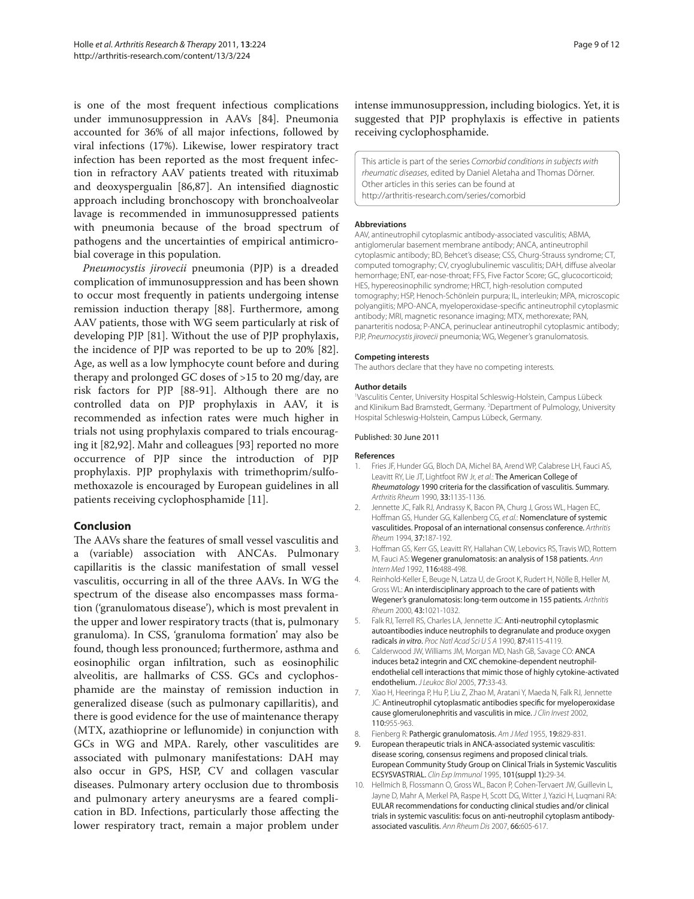is one of the most frequent infectious complications under immunosuppression in AAVs [84]. Pneumonia accounted for 36% of all major infections, followed by viral infections (17%). Likewise, lower respiratory tract infection has been reported as the most frequent infection in refractory AAV patients treated with rituximab and deoxyspergualin [86,87]. An intensified diagnostic approach including bronchoscopy with bronchoalveolar lavage is recommended in immunosuppressed patients with pneumonia because of the broad spectrum of pathogens and the uncertainties of empirical antimicrobial coverage in this population.

*Pneumocystis jirovecii* pneumonia (PJP) is a dreaded complication of immunosuppression and has been shown to occur most frequently in patients undergoing intense remission induction therapy [88]. Furthermore, among AAV patients, those with WG seem particularly at risk of developing PJP [81]. Without the use of PJP prophylaxis, the incidence of PJP was reported to be up to 20% [82]. Age, as well as a low lymphocyte count before and during therapy and prolonged GC doses of >15 to 20 mg/day, are risk factors for PJP [88-91]. Although there are no controlled data on PJP prophylaxis in AAV, it is recommended as infection rates were much higher in trials not using prophylaxis compared to trials encouraging it [82,92]. Mahr and colleagues [93] reported no more occurrence of PJP since the introduction of PJP prophylaxis. PJP prophylaxis with trimethoprim/sulfomethoxazole is encouraged by European guidelines in all patients receiving cyclophosphamide [11].

## Conclusion

The AAVs share the features of small vessel vasculitis and a (variable) association with ANCAs. Pulmonary capillaritis is the classic manifestation of small vessel vasculitis, occurring in all of the three AAVs. In WG the spectrum of the disease also encompasses mass formation ('granulomatous disease'), which is most prevalent in the upper and lower respiratory tracts (that is, pulmonary granuloma). In CSS, 'granuloma formation' may also be found, though less pronounced; furthermore, asthma and eosinophilic organ infiltration, such as eosinophilic alveolitis, are hallmarks of CSS. GCs and cyclophosphamide are the mainstay of remission induction in generalized disease (such as pulmonary capillaritis), and there is good evidence for the use of maintenance therapy (MTX, azathioprine or leflunomide) in conjunction with GCs in WG and MPA. Rarely, other vasculitides are associated with pulmonary manifestations: DAH may also occur in GPS, HSP, CV and collagen vascular diseases. Pulmonary artery occlusion due to thrombosis and pulmonary artery aneurysms are a feared complication in BD. Infections, particularly those affecting the lower respiratory tract, remain a major problem under intense immunosuppression, including biologics. Yet, it is suggested that PJP prophylaxis is effective in patients receiving cyclophosphamide.

This article is part of the series *Comorbid conditions in subjects with rheumatic diseases*, edited by Daniel Aletaha and Thomas Dörner. Other articles in this series can be found at http://arthritis-research.com/series/comorbid

#### Abbreviations

AAV, antineutrophil cytoplasmic antibody-associated vasculitis; ABMA, antiglomerular basement membrane antibody; ANCA, antineutrophil cytoplasmic antibody; BD, Behcet's disease; CSS, Churg-Strauss syndrome; CT, computed tomography; CV, cryoglubulinemic vasculitis; DAH, diffuse alveolar hemorrhage; ENT, ear-nose-throat; FFS, Five Factor Score; GC, glucocorticoid; HES, hypereosinophilic syndrome; HRCT, high-resolution computed tomography; HSP, Henoch-Schönlein purpura; IL, interleukin; MPA, microscopic polyangiitis; MPO-ANCA, myeloperoxidase-specific antineutrophil cytoplasmic antibody; MRI, magnetic resonance imaging; MTX, methorexate; PAN, panarteritis nodosa; P-ANCA, perinuclear antineutrophil cytoplasmic antibody; PJP, *Pneumocystis jirovecii* pneumonia; WG, Wegener's granulomatosis.

#### Competing interests

The authors declare that they have no competing interests.

#### Author details

[1]Vasculitis Center, University Hospital Schleswig-Holstein, Campus Lübeck and Klinikum Bad Bramstedt, Germany. [2]Department of Pulmology, University Hospital Schleswig-Holstein, Campus Lübeck, Germany.

Published: 30 June 2011

#### References

1. Fries JF, Hunder GG, Bloch DA, Michel BA, Arend WP, Calabrese LH, Fauci AS, Leavitt RY, Lie JT, Lightfoot RW Jr, *et al.*: **The American College of *Rheumatology* 1990 criteria for the classification of vasculitis. Summary.** *Arthritis Rheum* 1990, **33:**1135-1136.
2. Jennette JC, Falk RJ, Andrassy K, Bacon PA, Churg J, Gross WL, Hagen EC, Hoffman GS, Hunder GG, Kallenberg CG, *et al.*: **Nomenclature of systemic vasculitides. Proposal of an international consensus conference.** *Arthritis Rheum* 1994, **37:**187-192.
3. Hoffman GS, Kerr GS, Leavitt RY, Hallahan CW, Lebovics RS, Travis WD, Rottem M, Fauci AS: **Wegener granulomatosis: an analysis of 158 patients.** *Ann Intern Med* 1992, **116:**488-498.
4. Reinhold-Keller E, Beuge N, Latza U, de Groot K, Rudert H, Nölle B, Heller M, Gross WL: **An interdisciplinary approach to the care of patients with Wegener's granulomatosis: long-term outcome in 155 patients.** *Arthritis Rheum* 2000, **43:**1021-1032.
5. Falk RJ, Terrell RS, Charles LA, Jennette JC: **Anti-neutrophil cytoplasmic autoantibodies induce neutrophils to degranulate and produce oxygen radicals *in vitro*.** *Proc Natl Acad Sci U S A* 1990, **87:**4115-4119.
6. Calderwood JW, Williams JM, Morgan MD, Nash GB, Savage CO: **ANCA induces beta2 integrin and CXC chemokine-dependent neutrophil-endothelial cell interactions that mimic those of highly cytokine-activated endothelium.** *J Leukoc Biol* 2005, **77:**33-43.
7. Xiao H, Heeringa P, Hu P, Liu Z, Zhao M, Aratani Y, Maeda N, Falk RJ, Jennette JC: **Antineutrophil cytoplasmatic antibodies specific for myeloperoxidase cause glomerulonephritis and vasculitis in mice.** *J Clin Invest* 2002, **110:**955-963.
8. Fienberg R: **Pathergic granulomatosis.** *Am J Med* 1955, **19:**829-831.
9. **European therapeutic trials in ANCA-associated systemic vasculitis: disease scoring, consensus regimens and proposed clinical trials. European Community Study Group on Clinical Trials in Systemic Vasculitis ECSYSVASTRIAL.** *Clin Exp Immunol* 1995, **101(suppl 1):**29-34.
10. Hellmich B, Flossmann O, Gross WL, Bacon P, Cohen-Tervaert JW, Guillevin L, Jayne D, Mahr A, Merkel PA, Raspe H, Scott DG, Witter J, Yazici H, Luqmani RA: **EULAR recommendations for conducting clinical studies and/or clinical trials in systemic vasculitis: focus on anti-neutrophil cytoplasm antibody-associated vasculitis.** *Ann Rheum Dis* 2007, **66:**605-617.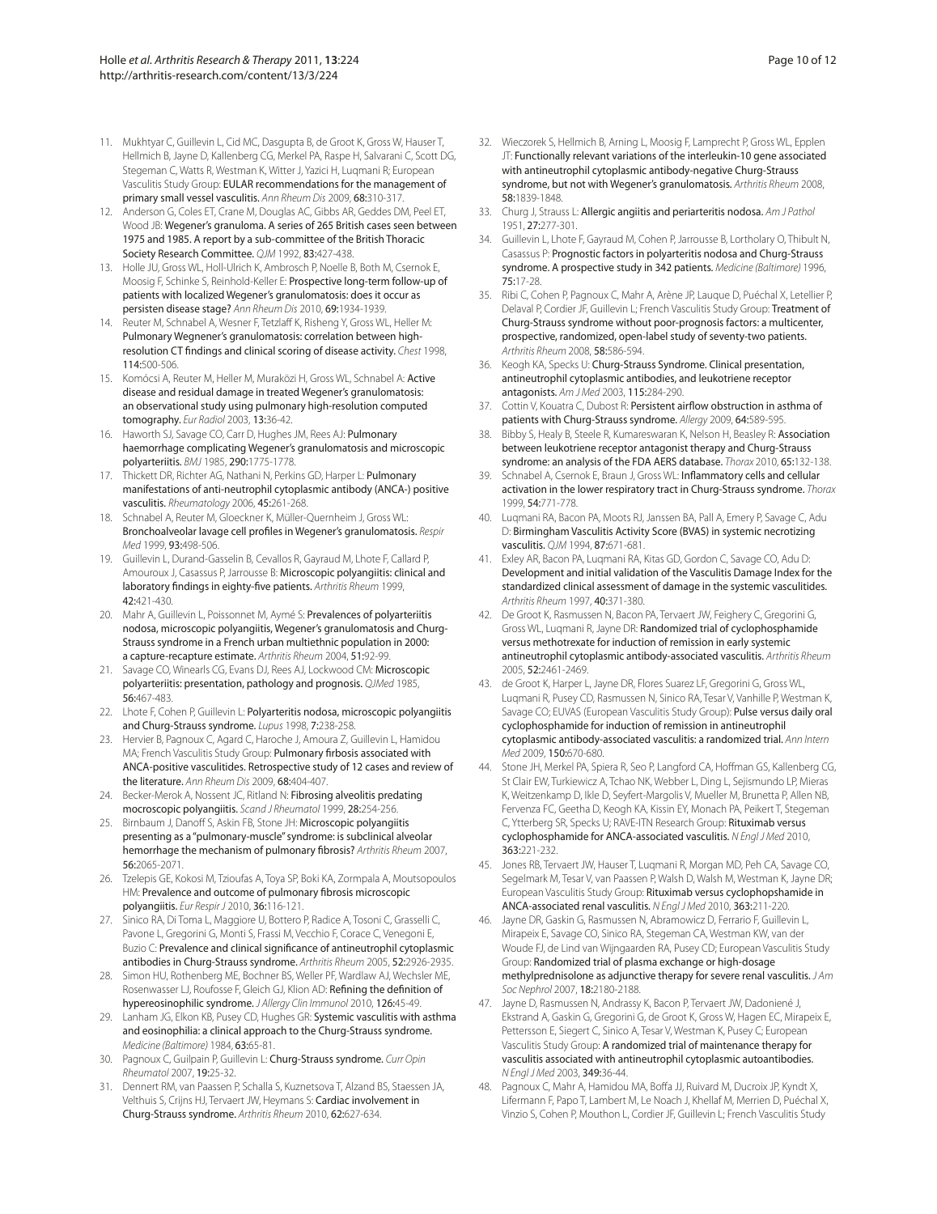11. Mukhtyar C, Guillevin L, Cid MC, Dasgupta B, de Groot K, Gross W, Hauser T, Hellmich B, Jayne D, Kallenberg CG, Merkel PA, Raspe H, Salvarani C, Scott DG, Stegeman C, Watts R, Westman K, Witter J, Yazici H, Luqmani R; European Vasculitis Study Group: EULAR recommendations for the management of primary small vessel vasculitis. *Ann Rheum Dis* 2009, **68:**310-317.
12. Anderson G, Coles ET, Crane M, Douglas AC, Gibbs AR, Geddes DM, Peel ET, Wood JB: Wegener's granuloma. A series of 265 British cases seen between 1975 and 1985. A report by a sub-committee of the British Thoracic Society Research Committee. *QJM* 1992, **83:**427-438.
13. Holle JU, Gross WL, Holl-Ulrich K, Ambrosch P, Noelle B, Both M, Csernok E, Moosig F, Schinke S, Reinhold-Keller E: Prospective long-term follow-up of patients with localized Wegener's granulomatosis: does it occur as persisten disease stage? *Ann Rheum Dis* 2010, **69:**1934-1939.
14. Reuter M, Schnabel A, Wesner F, Tetzlaff K, Risheng Y, Gross WL, Heller M: Pulmonary Wegnener's granulomatosis: correlation between high-resolution CT findings and clinical scoring of disease activity. *Chest* 1998, **114:**500-506.
15. Komócsi A, Reuter M, Heller M, Muraközi H, Gross WL, Schnabel A: Active disease and residual damage in treated Wegener's granulomatosis: an observational study using pulmonary high-resolution computed tomography. *Eur Radiol* 2003, **13:**36-42.
16. Haworth SJ, Savage CO, Carr D, Hughes JM, Rees AJ: Pulmonary haemorrhage complicating Wegener's granulomatosis and microscopic polyarteriitis. *BMJ* 1985, **290:**1775-1778.
17. Thickett DR, Richter AG, Nathani N, Perkins GD, Harper L: Pulmonary manifestations of anti-neutrophil cytoplasmic antibody (ANCA-) positive vasculitis. *Rheumatology* 2006, **45:**261-268.
18. Schnabel A, Reuter M, Gloeckner K, Müller-Quernheim J, Gross WL: Bronchoalveolar lavage cell profiles in Wegener's granulomatosis. *Respir Med* 1999, **93:**498-506.
19. Guillevin L, Durand-Gasselin B, Cevallos R, Gayraud M, Lhote F, Callard P, Amouroux J, Casassus P, Jarrousse B: Microscopic polyangiitis: clinical and laboratory findings in eighty-five patients. *Arthritis Rheum* 1999, **42:**421-430.
20. Mahr A, Guillevin L, Poissonnet M, Aymé S: Prevalences of polyarteriitis nodosa, microscopic polyangiitis, Wegener's granulomatosis and Churg-Strauss syndrome in a French urban multiethnic population in 2000: a capture-recapture estimate. *Arthritis Rheum* 2004, **51:**92-99.
21. Savage CO, Winearls CG, Evans DJ, Rees AJ, Lockwood CM: Microscopic polyarteriitis: presentation, pathology and prognosis. *QJMed* 1985, **56:**467-483.
22. Lhote F, Cohen P, Guillevin L: Polyarteritis nodosa, microscopic polyangiitis and Churg-Strauss syndrome. *Lupus* 1998, **7:**238-258.
23. Hervier B, Pagnoux C, Agard C, Haroche J, Amoura Z, Guillevin L, Hamidou MA; French Vasculitis Study Group: Pulmonary firbosis associated with ANCA-positive vasculitides. Retrospective study of 12 cases and review of the literature. *Ann Rheum Dis* 2009, **68:**404-407.
24. Becker-Merok A, Nossent JC, Ritland N: Fibrosing alveolitis predating mocroscopic polyangiitis. *Scand J Rheumatol* 1999, **28:**254-256.
25. Birnbaum J, Danoff S, Askin FB, Stone JH: Microscopic polyangiitis presenting as a "pulmonary-muscle" syndrome: is subclinical alveolar hemorrhage the mechanism of pulmonary fibrosis? *Arthritis Rheum* 2007, **56:**2065-2071.
26. Tzelepis GE, Kokosi M, Tzioufas A, Toya SP, Boki KA, Zormpala A, Moutsopoulos HM: Prevalence and outcome of pulmonary fibrosis microscopic polyangiitis. *Eur Respir J* 2010, **36:**116-121.
27. Sinico RA, Di Toma L, Maggiore U, Bottero P, Radice A, Tosoni C, Grasselli C, Pavone L, Gregorini G, Monti S, Frassi M, Vecchio F, Corace C, Venegoni E, Buzio C: Prevalence and clinical significance of antineutrophil cytoplasmic antibodies in Churg-Strauss syndrome. *Arthritis Rheum* 2005, **52:**2926-2935.
28. Simon HU, Rothenberg ME, Bochner BS, Weller PF, Wardlaw AJ, Wechsler ME, Rosenwasser LJ, Roufosse F, Gleich GJ, Klion AD: Refining the definition of hypereosinophilic syndrome. *J Allergy Clin Immunol* 2010, **126:**45-49.
29. Lanham JG, Elkon KB, Pusey CD, Hughes GR: Systemic vasculitis with asthma and eosinophilia: a clinical approach to the Churg-Strauss syndrome. *Medicine (Baltimore)* 1984, **63:**65-81.
30. Pagnoux C, Guilpain P, Guillevin L: Churg-Strauss syndrome. *Curr Opin Rheumatol* 2007, **19:**25-32.
31. Dennert RM, van Paassen P, Schalla S, Kuznetsova T, Alzand BS, Staessen JA, Velthuis S, Crijns HJ, Tervaert JW, Heymans S: Cardiac involvement in Churg-Strauss syndrome. *Arthritis Rheum* 2010, **62:**627-634.
32. Wieczorek S, Hellmich B, Arning L, Moosig F, Lamprecht P, Gross WL, Epplen JT: Functionally relevant variations of the interleukin-10 gene associated with antineutrophil cytoplasmic antibody-negative Churg-Strauss syndrome, but not with Wegener's granulomatosis. *Arthritis Rheum* 2008, **58:**1839-1848.
33. Churg J, Strauss L: Allergic angiitis and periarteritis nodosa. *Am J Pathol* 1951, **27:**277-301.
34. Guillevin L, Lhote F, Gayraud M, Cohen P, Jarrousse B, Lortholary O, Thibult N, Casassus P: Prognostic factors in polyarteritis nodosa and Churg-Strauss syndrome. A prospective study in 342 patients. *Medicine (Baltimore)* 1996, **75:**17-28.
35. Ribi C, Cohen P, Pagnoux C, Mahr A, Arène JP, Lauque D, Puéchal X, Letellier P, Delaval P, Cordier JF, Guillevin L; French Vasculitis Study Group: Treatment of Churg-Strauss syndrome without poor-prognosis factors: a multicenter, prospective, randomized, open-label study of seventy-two patients. *Arthritis Rheum* 2008, **58:**586-594.
36. Keogh KA, Specks U: Churg-Strauss Syndrome. Clinical presentation, antineutrophil cytoplasmic antibodies, and leukotriene receptor antagonists. *Am J Med* 2003, **115:**284-290.
37. Cottin V, Kouatra C, Dubost R: Persistent airflow obstruction in asthma of patients with Churg-Strauss syndrome. *Allergy* 2009, **64:**589-595.
38. Bibby S, Healy B, Steele R, Kumareswaran K, Nelson H, Beasley R: Association between leukotriene receptor antagonist therapy and Churg-Strauss syndrome: an analysis of the FDA AERS database. *Thorax* 2010, **65:**132-138.
39. Schnabel A, Csernok E, Braun J, Gross WL: Inflammatory cells and cellular activation in the lower respiratory tract in Churg-Strauss syndrome. *Thorax* 1999, **54:**771-778.
40. Luqmani RA, Bacon PA, Moots RJ, Janssen BA, Pall A, Emery P, Savage C, Adu D: Birmingham Vasculitis Activity Score (BVAS) in systemic necrotizing vasculitis. *QJM* 1994, **87:**671-681.
41. Exley AR, Bacon PA, Luqmani RA, Kitas GD, Gordon C, Savage CO, Adu D: Development and initial validation of the Vasculitis Damage Index for the standardized clinical assessment of damage in the systemic vasculitides. *Arthritis Rheum* 1997, **40:**371-380.
42. De Groot K, Rasmussen N, Bacon PA, Tervaert JW, Feighery C, Gregorini G, Gross WL, Luqmani R, Jayne DR: Randomized trial of cyclophosphamide versus methotrexate for induction of remission in early systemic antineutrophil cytoplasmic antibody-associated vasculitis. *Arthritis Rheum* 2005, **52:**2461-2469.
43. de Groot K, Harper L, Jayne DR, Flores Suarez LF, Gregorini G, Gross WL, Luqmani R, Pusey CD, Rasmussen N, Sinico RA, Tesar V, Vanhille P, Westman K, Savage CO; EUVAS (European Vasculitis Study Group): Pulse versus daily oral cyclophosphamide for induction of remission in antineutrophil cytoplasmic antibody-associated vasculitis: a randomized trial. *Ann Intern Med* 2009, **150:**670-680.
44. Stone JH, Merkel PA, Spiera R, Seo P, Langford CA, Hoffman GS, Kallenberg CG, St Clair EW, Turkiewicz A, Tchao NK, Webber L, Ding L, Sejismundo LP, Mieras K, Weitzenkamp D, Ikle D, Seyfert-Margolis V, Mueller M, Brunetta P, Allen NB, Fervenza FC, Geetha D, Keogh KA, Kissin EY, Monach PA, Peikert T, Stegeman C, Ytterberg SR, Specks U; RAVE-ITN Research Group: Rituximab versus cyclophosphamide for ANCA-associated vasculitis. *N Engl J Med* 2010, **363:**221-232.
45. Jones RB, Tervaert JW, Hauser T, Luqmani R, Morgan MD, Peh CA, Savage CO, Segelmark M, Tesar V, van Paassen P, Walsh D, Walsh M, Westman K, Jayne DR; European Vasculitis Study Group: Rituximab versus cyclophopshamide in ANCA-associated renal vasculitis. *N Engl J Med* 2010, **363:**211-220.
46. Jayne DR, Gaskin G, Rasmussen N, Abramowicz D, Ferrario F, Guillevin L, Mirapeix E, Savage CO, Sinico RA, Stegeman CA, Westman KW, van der Woude FJ, de Lind van Wijngaarden RA, Pusey CD; European Vasculitis Study Group: Randomized trial of plasma exchange or high-dosage methylprednisolone as adjunctive therapy for severe renal vasculitis. *J Am Soc Nephrol* 2007, **18:**2180-2188.
47. Jayne D, Rasmussen N, Andrassy K, Bacon P, Tervaert JW, Dadoniené J, Ekstrand A, Gaskin G, Gregorini G, de Groot K, Gross W, Hagen EC, Mirapeix E, Pettersson E, Siegert C, Sinico A, Tesar V, Westman K, Pusey C; European Vasculitis Study Group: A randomized trial of maintenance therapy for vasculitis associated with antineutrophil cytoplasmic autoantibodies. *N Engl J Med* 2003, **349:**36-44.
48. Pagnoux C, Mahr A, Hamidou MA, Boffa JJ, Ruivard M, Ducroix JP, Kyndt X, Lifermann F, Papo T, Lambert M, Le Noach J, Khellaf M, Merrien D, Puéchal X, Vinzio S, Cohen P, Mouthon L, Cordier JF, Guillevin L; French Vasculitis Study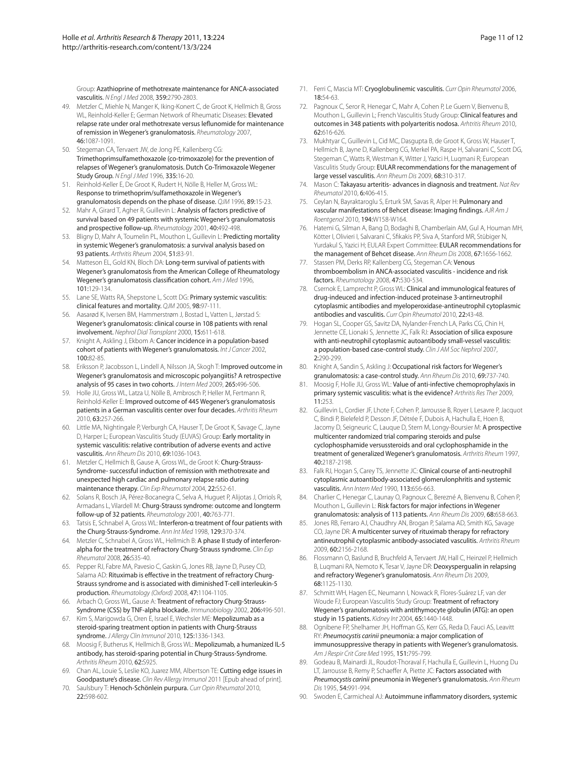Group: Azathioprine of methotrexate maintenance for ANCA-associated vasculitis. *N Engl J Med* 2008, **359:**2790-2803.

49. Metzler C, Miehle N, Manger K, Iking-Konert C, de Groot K, Hellmich B, Gross WL, Reinhold-Keller E; German Network of Rheumatic Diseases: **Elevated relapse rate under oral methotrexate versus leflunomide for maintenance of remission in Wegener's granulomatosis.** *Rheumatology* 2007, **46:**1087-1091.
50. Stegeman CA, Tervaert JW, de Jong PE, Kallenberg CG: **Trimethoprimsulfamethoxazole (co-trimoxazole) for the prevention of relapses of Wegener's granulomatosis. Dutch Co-Trimoxazole Wegener Study Group.** *N Engl J Med* 1996, **335:**16-20.
51. Reinhold-Keller E, De Groot K, Rudert H, Nölle B, Heller M, Gross WL: **Response to trimethoprim/sulfamethoxazole in Wegener's granulomatosis depends on the phase of disease.** *QJM* 1996, **89:**15-23.
52. Mahr A, Girard T, Agher R, Guillevin L: **Analysis of factors predictive of survival based on 49 patients with systemic Wegener's granulomatosis and prospective follow-up.** *Rheumatology* 2001, **40:**492-498.
53. Bligny D, Mahr A, Toumelin PL, Mouthon L, Guillevin L: **Predicting mortality in systemic Wegener's granulomatosis: a survival analysis based on 93 patients.** *Arthritis Rheum* 2004, **51:**83-91.
54. Matteson EL, Gold KN, Bloch DA: **Long-term survival of patients with Wegener's granulomatosis from the American College of Rheumatology Wegener's granulomatosis classification cohort.** *Am J Med* 1996, **101:**129-134.
55. Lane SE, Watts RA, Shepstone L, Scott DG: **Primary systemic vasculitis: clinical features and mortality.** *QJM* 2005, **98:**97-111.
56. Aasarød K, Iversen BM, Hammerstrøm J, Bostad L, Vatten L, Jørstad S: **Wegener's granulomatosis: clinical course in 108 patients with renal involvement.** *Nephrol Dial Transplant* 2000, **15:**611-618.
57. Knight A, Askling J, Ekbom A: **Cancer incidence in a population-based cohort of patients with Wegener's granulomatosis.** *Int J Cancer* 2002, **100:**82-85.
58. Eriksson P, Jacobsson L, Lindell A, Nilsson JA, Skogh T: **Improved outcome in Wegener's granulomatosis and microscopic polyangiitis? A retrospective analysis of 95 cases in two cohorts.** *J Intern Med* 2009, **265:**496-506.
59. Holle JU, Gross WL, Latza U, Nölle B, Ambrosch P, Heller M, Fertmann R, Reinhold-Keller E: **Improved outcome of 445 Wegener's granulomatosis patients in a German vasculitis center over four decades.** *Arthritis Rheum* 2010, **63:**257-266.
60. Little MA, Nightingale P, Verburgh CA, Hauser T, De Groot K, Savage C, Jayne D, Harper L; European Vasculitis Study (EUVAS) Group: **Early mortality in systemic vasculitis: relative contribution of adverse events and active vasculitis.** *Ann Rheum Dis* 2010, **69:**1036-1043.
61. Metzler C, Hellmich B, Gause A, Gross WL, de Groot K: **Churg-Strauss-Syndrome- successful induction of remission with methotrexate and unexpected high cardiac and pulmonary relapse ratio during maintenance therapy.** *Clin Exp Rheumatol* 2004, **22:**S52-61.
62. Solans R, Bosch JA, Pérez-Bocanegra C, Selva A, Huguet P, Alijotas J, Orriols R, Armadans L, Vilardell M: **Churg-Strauss syndrome: outcome and longterm follow-up of 32 patients.** *Rheumatology* 2001, **40:**763-771.
63. Tatsis E, Schnabel A, Gross WL: **Interferon-α treatment of four patients with the Churg-Strauss-Syndrome.** *Ann Int Med* 1998, **129:**370-374.
64. Metzler C, Schnabel A, Gross WL, Hellmich B: **A phase II study of interferon-alpha for the treatment of refractory Churg-Strauss syndrome.** *Clin Exp Rheumatol* 2008, **26:**S35-40.
65. Pepper RJ, Fabre MA, Pavesio C, Gaskin G, Jones RB, Jayne D, Pusey CD, Salama AD: **Rituximab is effective in the treatment of refractory Churg-Strauss syndrome and is associated with diminished T-cell interleukin-5 production.** *Rheumatology (Oxford)* 2008, **47:**1104-1105.
66. Arbach O, Gross WL, Gause A: **Treatment of refractory Churg-Strauss-Syndrome (CSS) by TNF-alpha blockade.** *Immunobiology* 2002, **206:**496-501.
67. Kim S, Marigowda G, Oren E, Israel E, Wechsler ME: **Mepolizumab as a steroid-sparing treatment option in patients with Churg-Strauss syndrome.** *J Allergy Clin Immunol* 2010, **125:**1336-1343.
68. Moosig F, Butherus K, Hellmich B, Gross WL: **Mepolizumab, a humanized IL-5 antibody, has steroid-sparing potential in Churg-Strauss-Syndrome.** *Arthritis Rheum* 2010, **62:**S925.
69. Chan AL, Louie S, Leslie KO, Juarez MM, Albertson TE: **Cutting edge issues in Goodpasture's disease.** *Clin Rev Allergy Immunol* 2011 [Epub ahead of print].
70. Saulsbury T: **Henoch-Schönlein purpura.** *Curr Opin Rheumatol* 2010, **22:**598-602.
71. Ferri C, Mascia MT: **Cryoglobulinemic vasculitis.** *Curr Opin Rheumatol* 2006, **18:**54-63.
72. Pagnoux C, Seror R, Henegar C, Mahr A, Cohen P, Le Guern V, Bienvenu B, Mouthon L, Guillevin L; French Vasculitis Study Group: **Clinical features and outcomes in 348 patients with polyarteritis nodosa.** *Arhtritis Rheum* 2010, **62:**616-626.
73. Mukhtyar C, Guillevin L, Cid MC, Dasgupta B, de Groot K, Gross W, Hauser T, Hellmich B, Jayne D, Kallenberg CG, Merkel PA, Raspe H, Salvarani C, Scott DG, Stegeman C, Watts R, Westman K, Witter J, Yazici H, Luqmani R; European Vasculitis Study Group: **EULAR recommendations for the management of large vessel vasculitis.** *Ann Rheum Dis* 2009, **68:**310-317.
74. Mason C: **Takayasu arteritis- advances in diagnosis and treatment.** *Nat Rev Rheumatol* 2010, **6:**406-415.
75. Ceylan N, Bayraktaroglu S, Erturk SM, Savas R, Alper H: **Pulmonary and vascular manifestations of Behcet disease: Imaging findings.** *AJR Am J Roentgenol* 2010, **194:**W158-W164.
76. Hatemi G, Silman A, Bang D, Bodaghi B, Chamberlain AM, Gul A, Houman MH, Kötter I, Olivieri I, Salvarani C, Sfikakis PP, Siva A, Stanford MR, Stübiger N, Yurdakul S, Yazici H; EULAR Expert Committee: **EULAR recommendations for the management of Behcet disease.** *Ann Rheum Dis* 2008, **67:**1656-1662.
77. Stassen PM, Derks RP, Kallenberg CG, Stegeman CA: **Venous thromboembolism in ANCA-associated vasculitis - incidence and risk factors.** *Rheumatology* 2008, **47:**530-534.
78. Csernok E, Lamprecht P, Gross WL: **Clinical and immunological features of drug-indeuced and infection-induced proteinase 3-antirneutrophil cytoplasmic antibodies and myeloperoxidase-antineutrophil cytoplasmic antibodies and vasculitis.** *Curr Opin Rheumatol* 2010, **22:**43-48.
79. Hogan SL, Cooper GS, Savitz DA, Nylander-French LA, Parks CG, Chin H, Jennette CE, Lionaki S, Jennette JC, Falk RJ: **Association of silica exposure with anti-neutrophil cytoplasmic autoantibody small-vessel vasculitis: a population-based case-control study.** *Clin J AM Soc Nephrol* 2007, **2:**290-299.
80. Knight A, Sandin S, Askling J: **Occupational risk factors for Wegener's granulomatosis: a case-control study.** *Ann Rheum Dis* 2010, **69:**737-740.
81. Moosig F, Holle JU, Gross WL: **Value of anti-infective chemoprophylaxis in primary systemic vasculitis: what is the evidence?** *Arthritis Res Ther* 2009, **11:**253.
82. Guillevin L, Cordier JF, Lhote F, Cohen P, Jarrousse B, Royer I, Lesavre P, Jacquot C, Bindi P, Bielefeld P, Desson JF, Détrée F, Dubois A, Hachulla E, Hoen B, Jacomy D, Seigneuric C, Lauque D, Stern M, Longy-Boursier M: **A prospective multicenter randomized trial comparing steroids and pulse cyclophosphamide versussteroids and oral cyclophosphamide in the treatment of generalized Wegener's granulomatosis.** *Arthritis Rheum* 1997, **40:**2187-2198.
83. Falk RJ, Hogan S, Carey TS, Jennette JC: **Clinical course of anti-neutrophil cytoplasmic autoantibody-associated glomerulonphritis and systemic vasculitis.** *Ann Intern Med* 1990, **113:**656-663.
84. Charlier C, Henegar C, Launay O, Pagnoux C, Berezné A, Bienvenu B, Cohen P, Mouthon L, Guillevin L: **Risk factors for major infections in Wegener granulomatosis: analysis of 113 patients.** *Ann Rheum Dis* 2009, **68:**658-663.
85. Jones RB, Ferraro AJ, Chaudhry AN, Brogan P, Salama AD, Smith KG, Savage CO, Jayne DR: **A multicenter survey of rituximab therapy for refractory antineutrophil cytoplasmic antibody-associated vasculitis.** *Arthritis Rheum* 2009, **60:**2156-2168.
86. Flossmann O, Baslund B, Bruchfeld A, Tervaert JW, Hall C, Heinzel P, Hellmich B, Luqmani RA, Nemoto K, Tesar V, Jayne DR: **Deoxyspergualin in relapsing and refractory Wegener's granulomatosis.** *Ann Rheum Dis* 2009, **68:**1125-1130.
87. Schmitt WH, Hagen EC, Neumann I, Nowack R, Flores-Suárez LF, van der Woude FJ; European Vasculitis Study Group: **Treatment of refractory Wegener's granulomatosis with antithymocyte globulin (ATG): an open study in 15 patients.** *Kidney Int* 2004, **65:**1440-1448.
88. Ognibene FP, Shelhamer JH, Hoffman GS, Kerr GS, Reda D, Fauci AS, Leavitt RY: ***Pneumocystis carinii* pneumonia: a major complication of immunosuppressive therapy in patients with Wegener's granulomatosis.** *Am J Respir Crit Care Med* 1995, **151:**795-799.
89. Godeau B, Mainardi JL, Roudot-Thoraval F, Hachulla E, Guillevin L, Huong Du LT, Jarrousse B, Remy P, Schaeffer A, Piette JC: **Factors associated with *Pneumocystis carinii* pneumonia in Wegener's granulomatosis.** *Ann Rheum Dis* 1995, **54:**991-994.
90. Swoden E, Carmicheal AJ: **Autoimmune inflammatory disorders, systemic**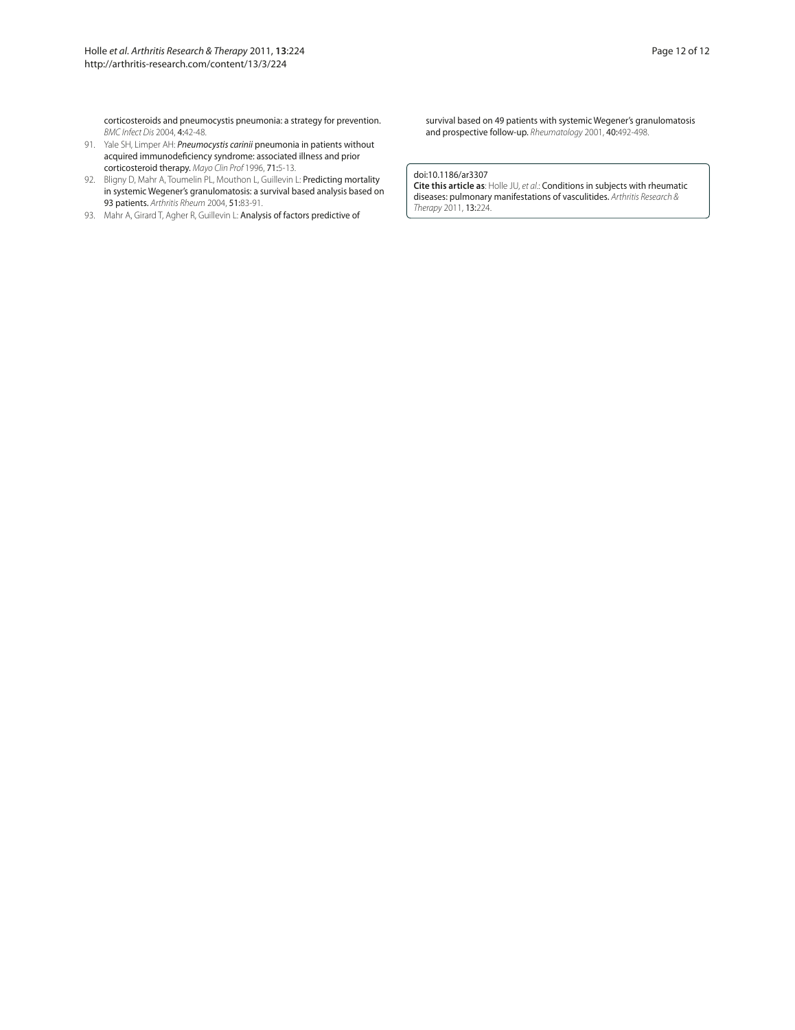corticosteroids and pneumocystis pneumonia: a strategy for prevention. *BMC Infect Dis* 2004, **4**:42-48.

91. Yale SH, Limper AH: ***Pneumocystis carinii* pneumonia in patients without acquired immunodeficiency syndrome: associated illness and prior corticosteroid therapy.** *Mayo Clin Prof* 1996, **71**:5-13.
92. Bligny D, Mahr A, Toumelin PL, Mouthon L, Guillevin L: **Predicting mortality in systemic Wegener's granulomatosis: a survival based analysis based on 93 patients.** *Arthritis Rheum* 2004, **51**:83-91.
93. Mahr A, Girard T, Agher R, Guillevin L: **Analysis of factors predictive of survival based on 49 patients with systemic Wegener's granulomatosis and prospective follow-up.** *Rheumatology* 2001, **40**:492-498.

doi:10.1186/ar3307
**Cite this article as**: Holle JU, *et al.*: Conditions in subjects with rheumatic diseases: pulmonary manifestations of vasculitides. *Arthritis Research & Therapy* 2011, **13**:224.